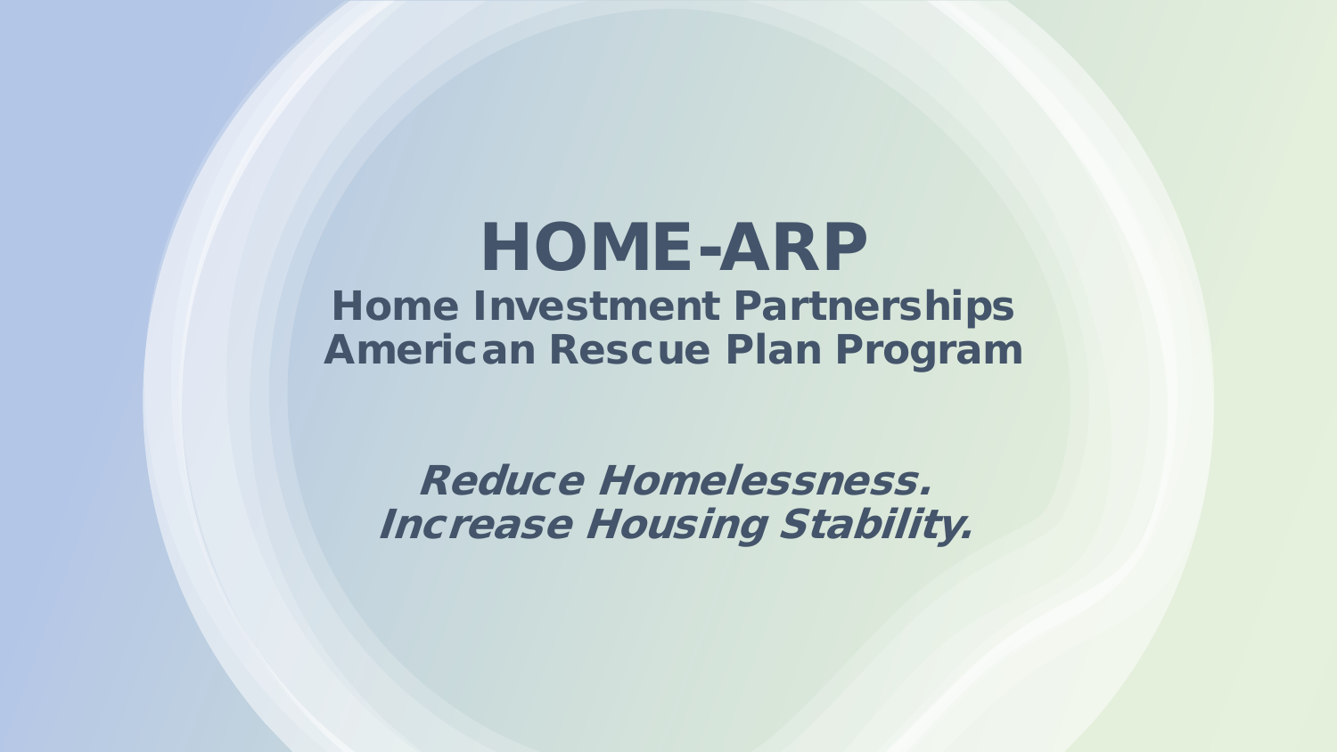# HOME-ARP

## Home Investment Partnerships American Rescue Plan Program

***Reduce Homelessness.***
***Increase Housing Stability.***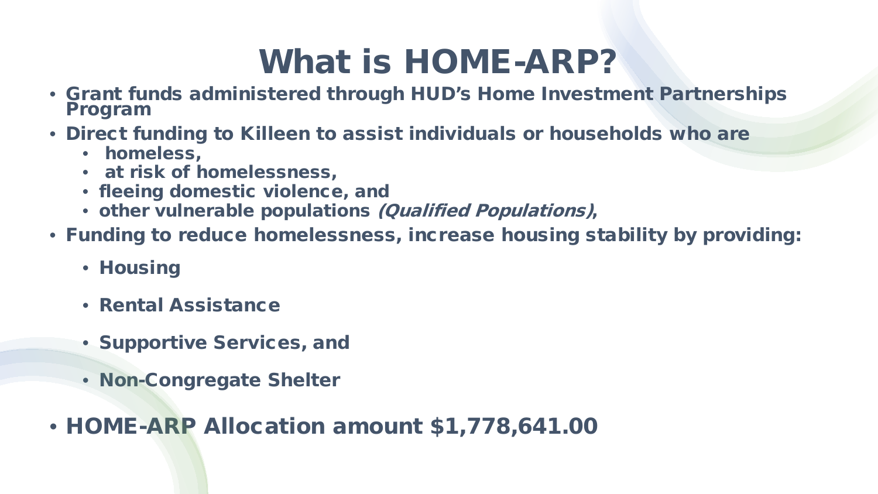# What is HOME-ARP?

- **Grant funds administered through HUD's Home Investment Partnerships Program**
- **Direct funding to Killeen to assist individuals or households who are**
  - **homeless,**
  - **at risk of homelessness,**
  - **fleeing domestic violence, and**
  - **other vulnerable populations *(Qualified Populations)*,**
- **Funding to reduce homelessness, increase housing stability by providing:**
  - **Housing**
  - **Rental Assistance**
  - **Supportive Services, and**
  - **Non-Congregate Shelter**
- **HOME-ARP Allocation amount $1,778,641.00**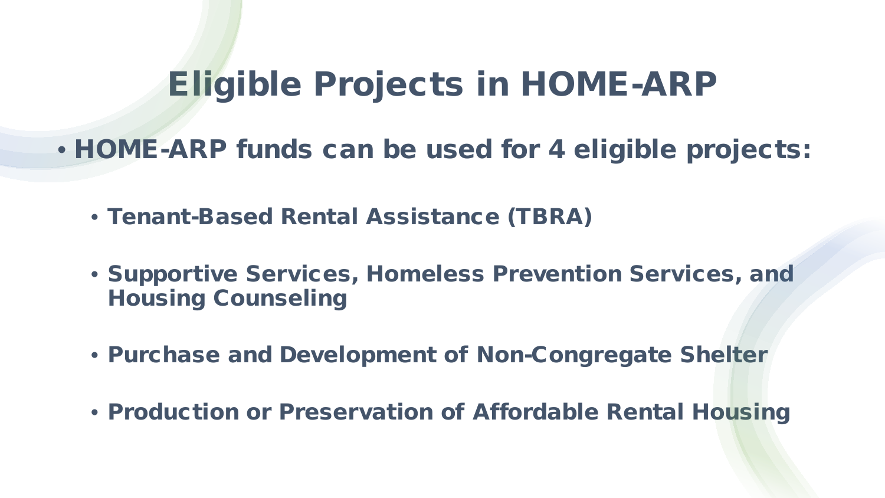# Eligible Projects in HOME-ARP

- **HOME-ARP funds can be used for 4 eligible projects:**
  - **Tenant-Based Rental Assistance (TBRA)**
  - **Supportive Services, Homeless Prevention Services, and Housing Counseling**
  - **Purchase and Development of Non-Congregate Shelter**
  - **Production or Preservation of Affordable Rental Housing**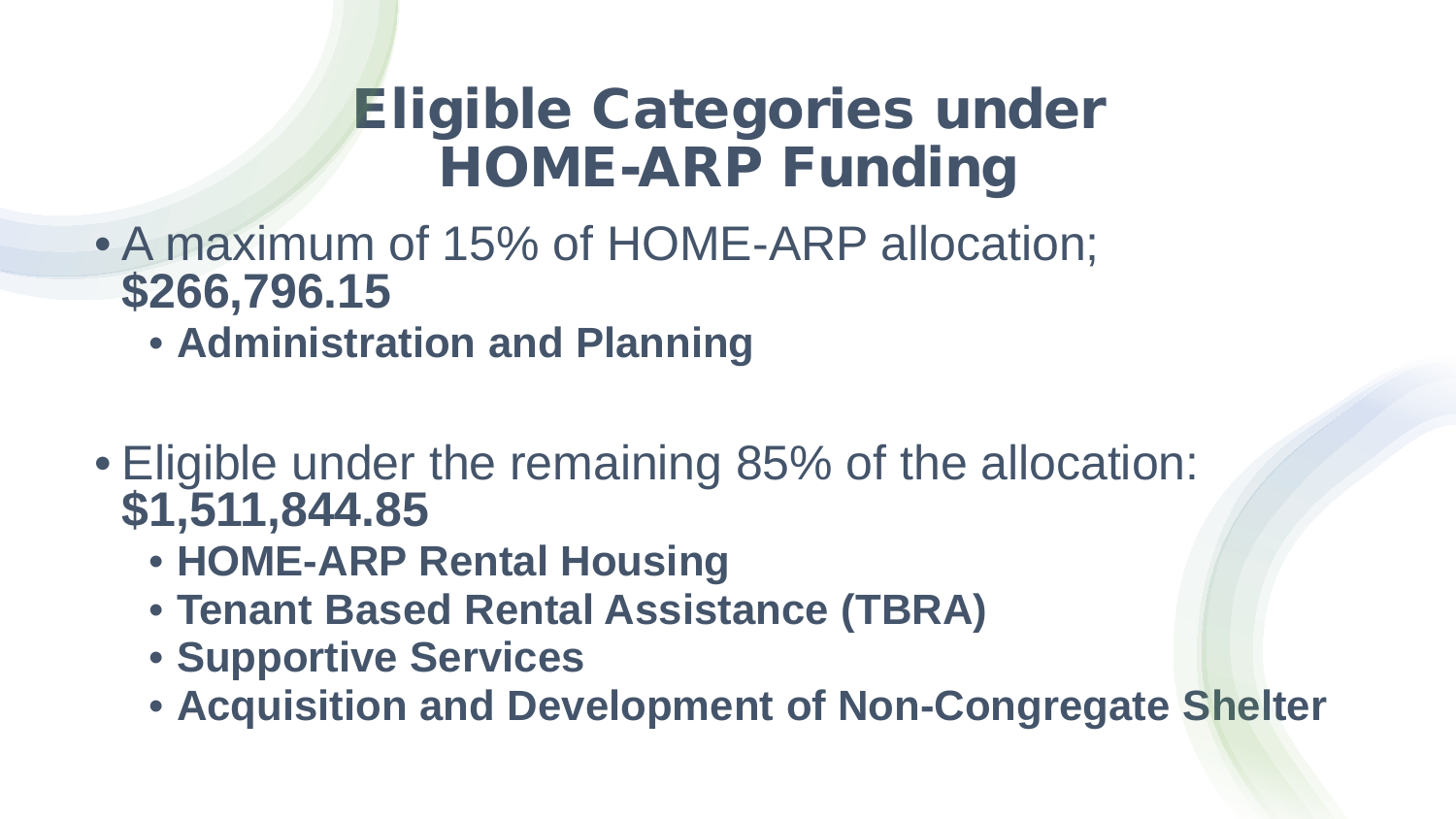# Eligible Categories under HOME-ARP Funding

- A maximum of 15% of HOME-ARP allocation; **$266,796.15**
  - **Administration and Planning**

- Eligible under the remaining 85% of the allocation: **$1,511,844.85**
  - **HOME-ARP Rental Housing**
  - **Tenant Based Rental Assistance (TBRA)**
  - **Supportive Services**
  - **Acquisition and Development of Non-Congregate Shelter**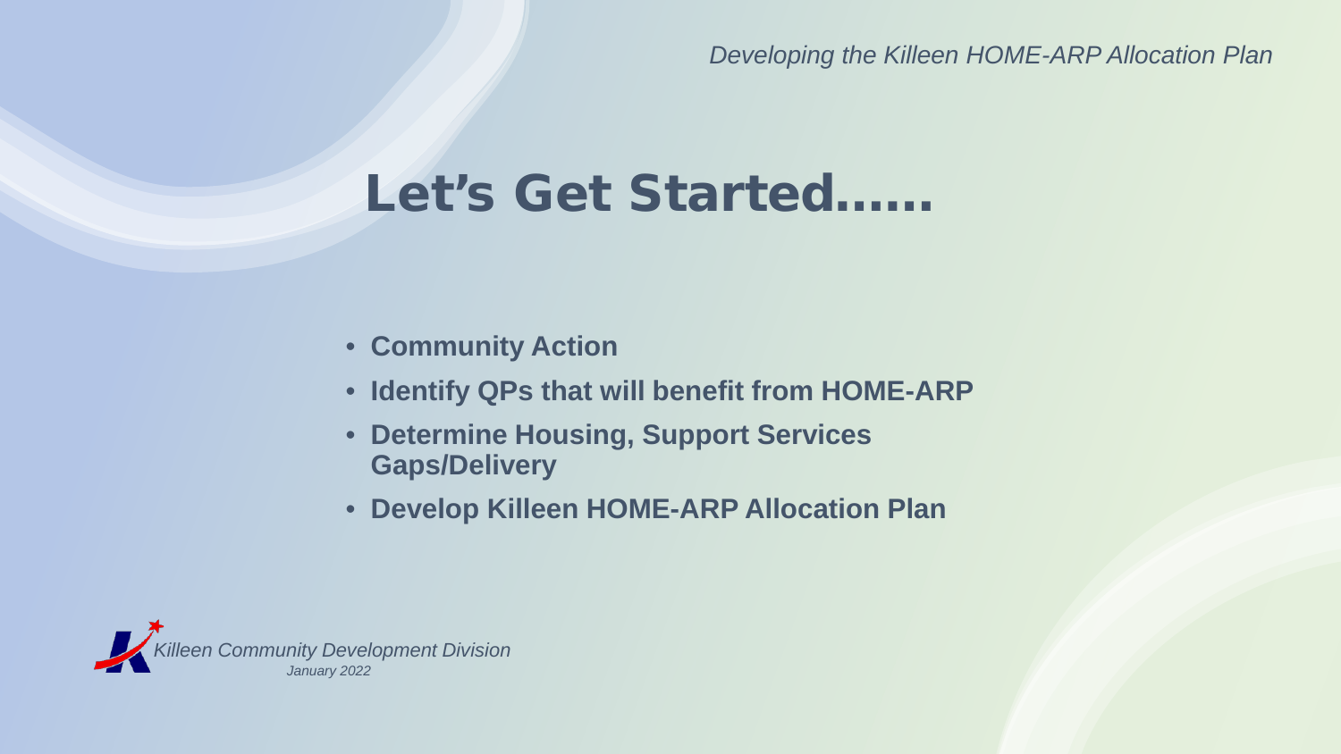# Let's Get Started……

- **Community Action**
- **Identify QPs that will benefit from HOME-ARP**
- **Determine Housing, Support Services Gaps/Delivery**
- **Develop Killeen HOME-ARP Allocation Plan**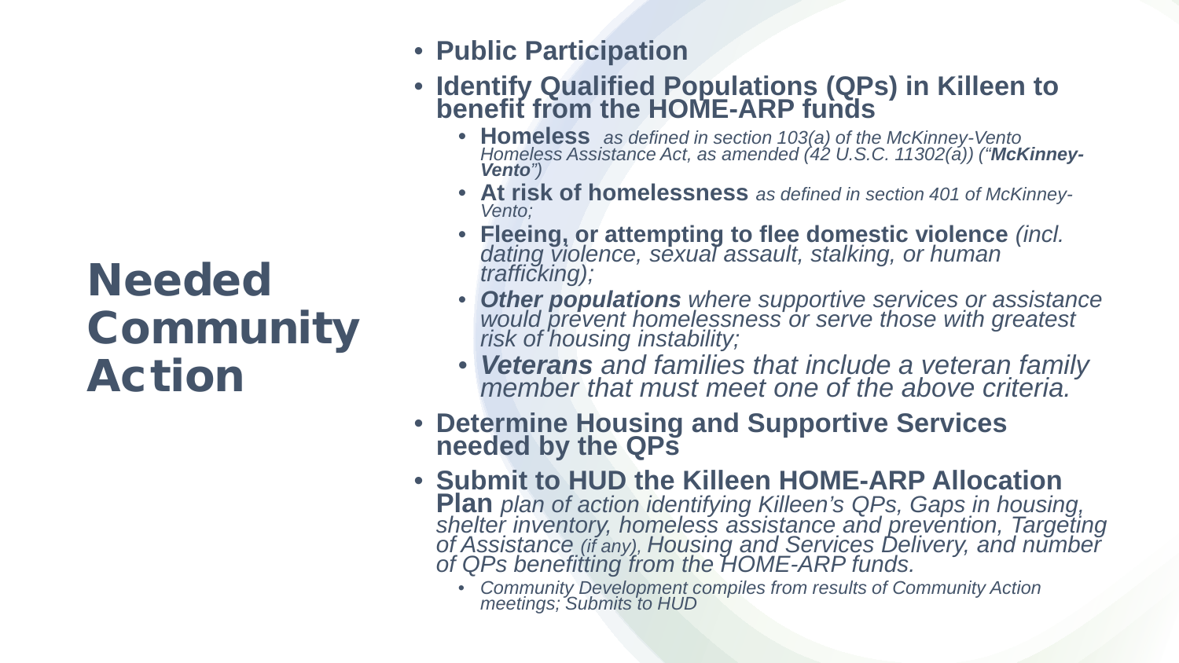# Needed Community Action

- **Public Participation**
- **Identify Qualified Populations (QPs) in Killeen to benefit from the HOME-ARP funds**
  - **Homeless** *as defined in section 103(a) of the McKinney-Vento Homeless Assistance Act, as amended (42 U.S.C. 11302(a)) ("**McKinney-Vento**")*
  - **At risk of homelessness** *as defined in section 401 of McKinney-Vento;*
  - **Fleeing, or attempting to flee domestic violence** *(incl. dating violence, sexual assault, stalking, or human trafficking);*
  - ***Other populations*** *where supportive services or assistance would prevent homelessness or serve those with greatest risk of housing instability;*
  - ***Veterans*** *and families that include a veteran family member that must meet one of the above criteria.*
- **Determine Housing and Supportive Services needed by the QPs**
- **Submit to HUD the Killeen HOME-ARP Allocation Plan** *plan of action identifying Killeen's QPs, Gaps in housing, shelter inventory, homeless assistance and prevention, Targeting of Assistance (if any), Housing and Services Delivery, and number of QPs benefitting from the HOME-ARP funds.*
  - *Community Development compiles from results of Community Action meetings; Submits to HUD*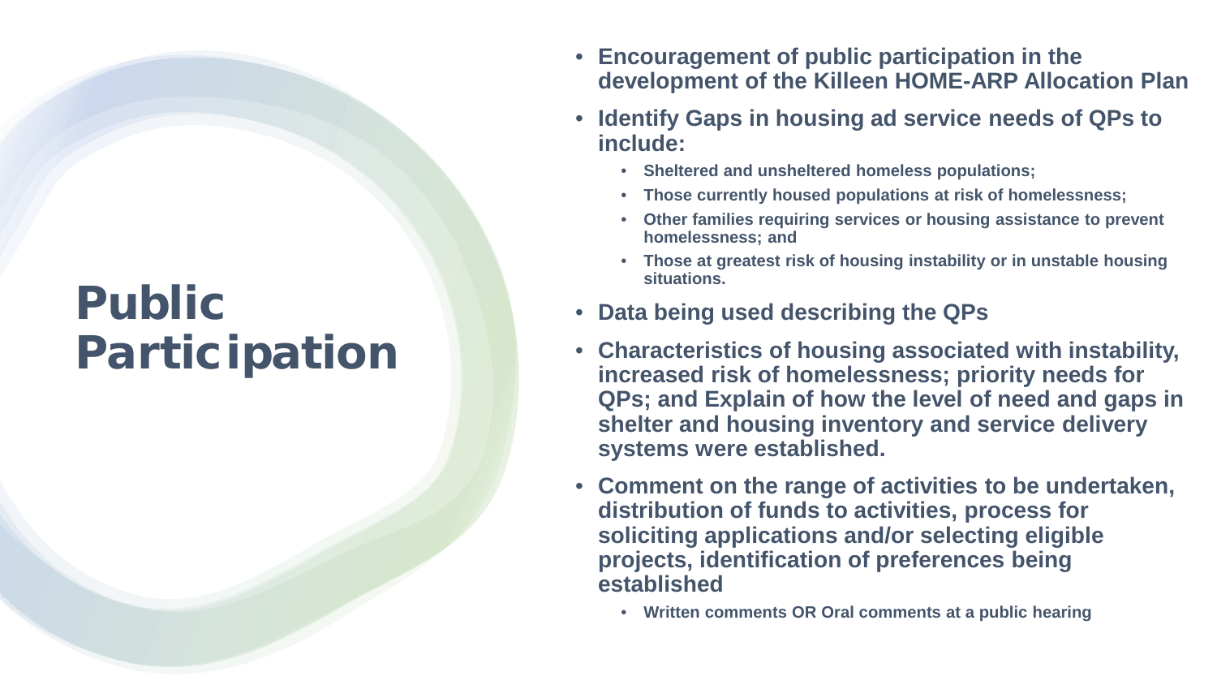# Public Participation

- **Encouragement of public participation in the development of the Killeen HOME-ARP Allocation Plan**
- **Identify Gaps in housing ad service needs of QPs to include:**
  - **Sheltered and unsheltered homeless populations;**
  - **Those currently housed populations at risk of homelessness;**
  - **Other families requiring services or housing assistance to prevent homelessness; and**
  - **Those at greatest risk of housing instability or in unstable housing situations.**
- **Data being used describing the QPs**
- **Characteristics of housing associated with instability, increased risk of homelessness; priority needs for QPs; and Explain of how the level of need and gaps in shelter and housing inventory and service delivery systems were established.**
- **Comment on the range of activities to be undertaken, distribution of funds to activities, process for soliciting applications and/or selecting eligible projects, identification of preferences being established**
  - **Written comments OR Oral comments at a public hearing**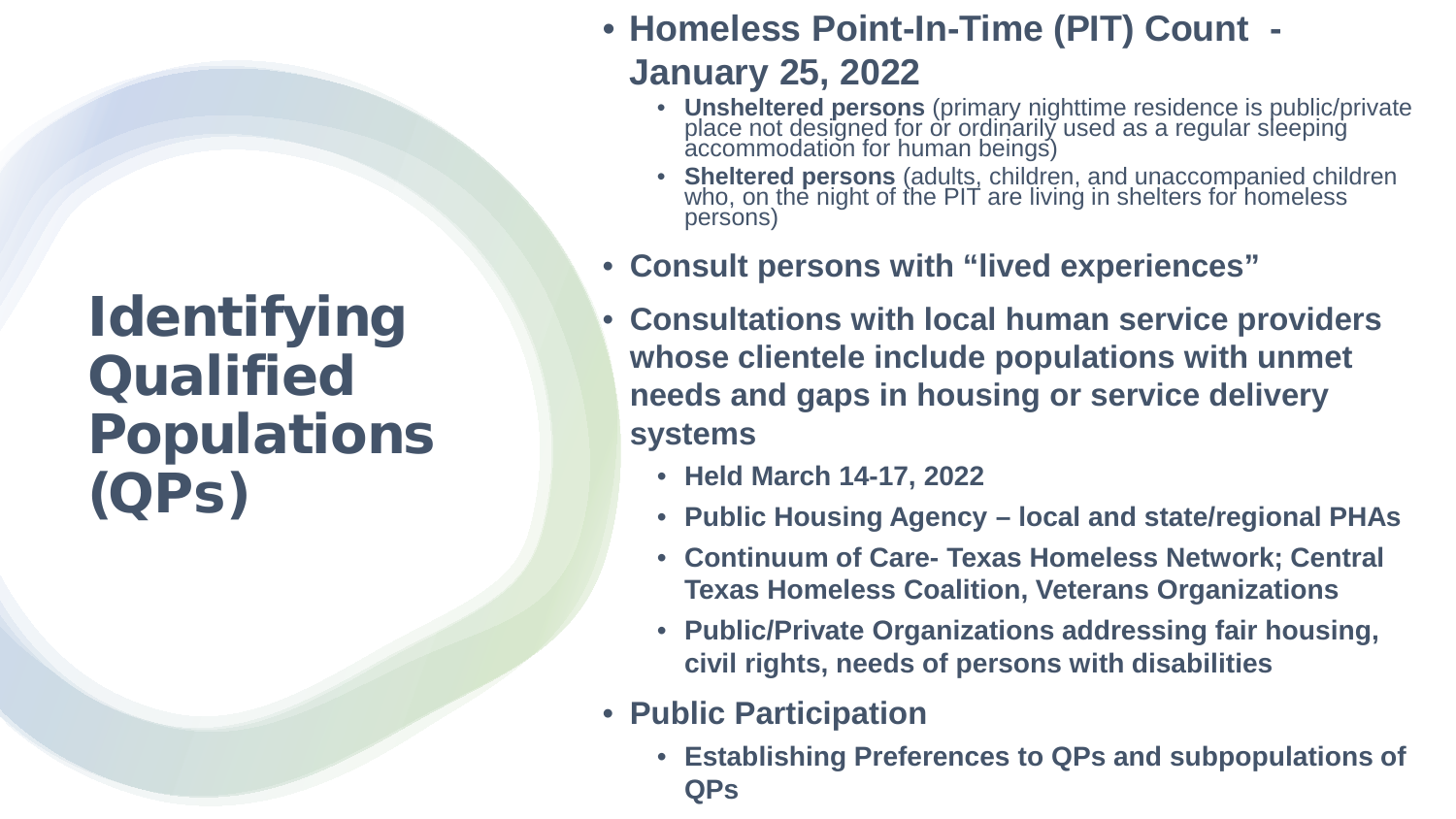# Identifying Qualified Populations (QPs)

- **Homeless Point-In-Time (PIT) Count - January 25, 2022**
  - **Unsheltered persons** (primary nighttime residence is public/private place not designed for or ordinarily used as a regular sleeping accommodation for human beings)
  - **Sheltered persons** (adults, children, and unaccompanied children who, on the night of the PIT are living in shelters for homeless persons)
- **Consult persons with "lived experiences"**
- **Consultations with local human service providers whose clientele include populations with unmet needs and gaps in housing or service delivery systems**
  - **Held March 14-17, 2022**
  - **Public Housing Agency – local and state/regional PHAs**
  - **Continuum of Care- Texas Homeless Network; Central Texas Homeless Coalition, Veterans Organizations**
  - **Public/Private Organizations addressing fair housing, civil rights, needs of persons with disabilities**
- **Public Participation**
  - **Establishing Preferences to QPs and subpopulations of QPs**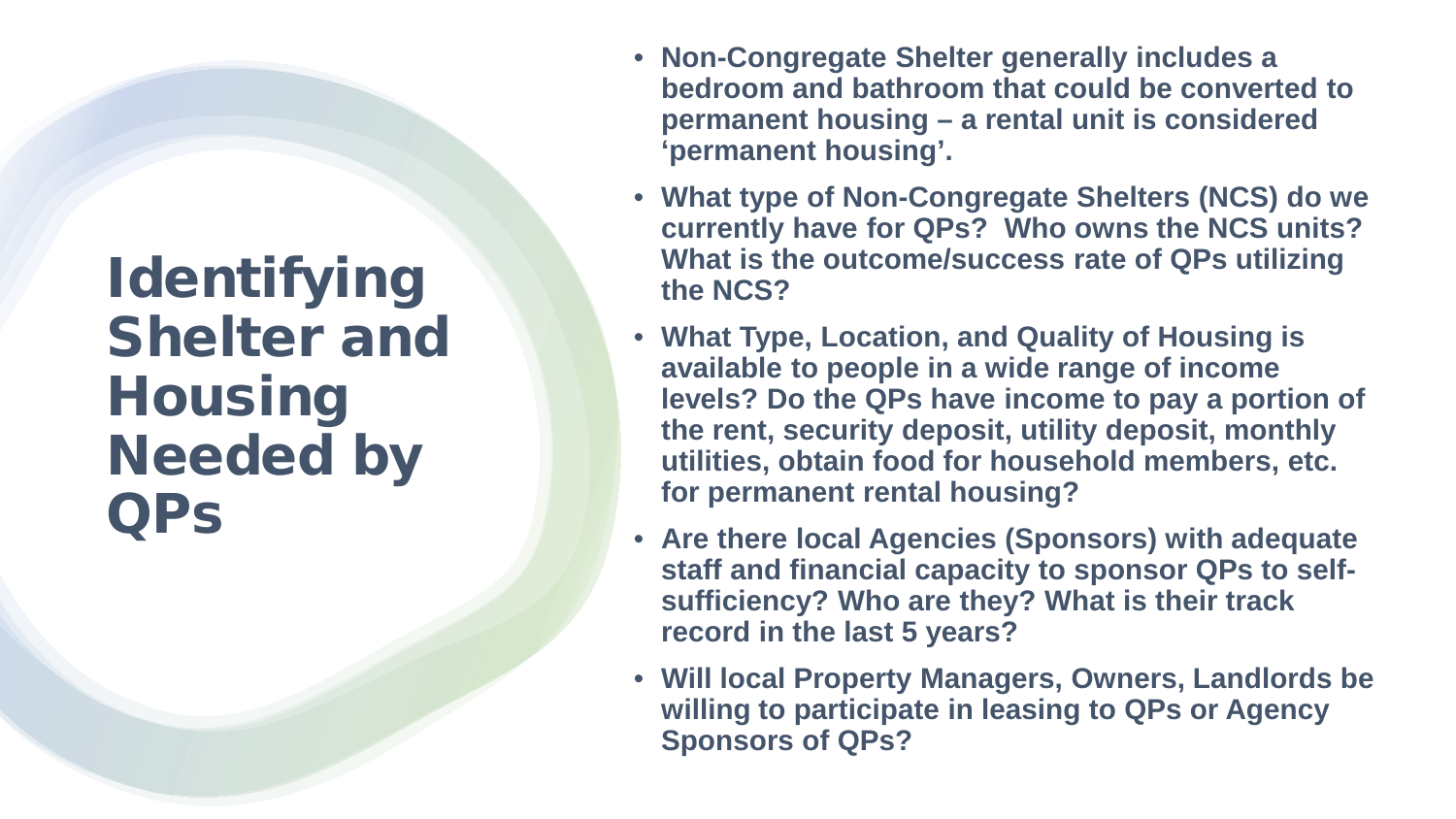# Identifying Shelter and Housing Needed by QPs

- **Non-Congregate Shelter generally includes a bedroom and bathroom that could be converted to permanent housing – a rental unit is considered 'permanent housing'.**
- **What type of Non-Congregate Shelters (NCS) do we currently have for QPs? Who owns the NCS units? What is the outcome/success rate of QPs utilizing the NCS?**
- **What Type, Location, and Quality of Housing is available to people in a wide range of income levels? Do the QPs have income to pay a portion of the rent, security deposit, utility deposit, monthly utilities, obtain food for household members, etc. for permanent rental housing?**
- **Are there local Agencies (Sponsors) with adequate staff and financial capacity to sponsor QPs to self-sufficiency? Who are they? What is their track record in the last 5 years?**
- **Will local Property Managers, Owners, Landlords be willing to participate in leasing to QPs or Agency Sponsors of QPs?**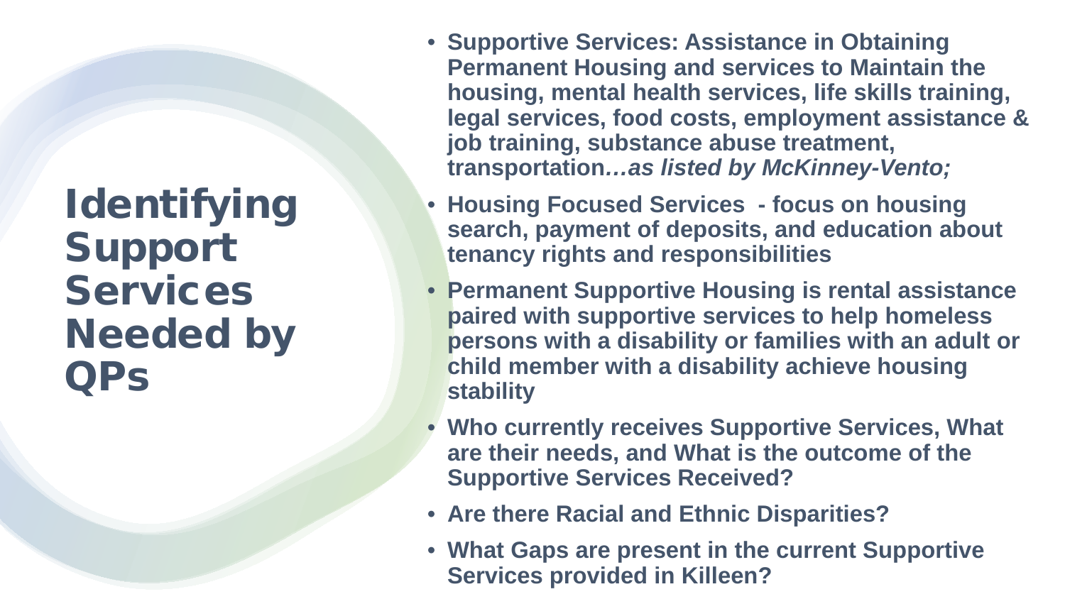# Identifying Support Services Needed by QPs

- **Supportive Services: Assistance in Obtaining Permanent Housing and services to Maintain the housing, mental health services, life skills training, legal services, food costs, employment assistance & job training, substance abuse treatment, transportation*…as listed by McKinney-Vento;***
- **Housing Focused Services - focus on housing search, payment of deposits, and education about tenancy rights and responsibilities**
- **Permanent Supportive Housing is rental assistance paired with supportive services to help homeless persons with a disability or families with an adult or child member with a disability achieve housing stability**
- **Who currently receives Supportive Services, What are their needs, and What is the outcome of the Supportive Services Received?**
- **Are there Racial and Ethnic Disparities?**
- **What Gaps are present in the current Supportive Services provided in Killeen?**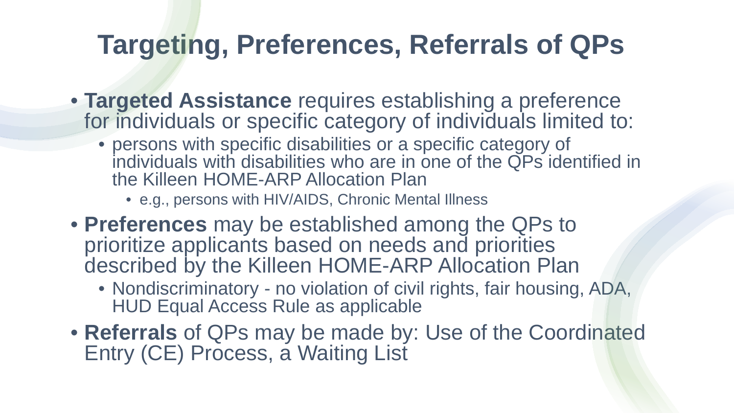# Targeting, Preferences, Referrals of QPs

- **Targeted Assistance** requires establishing a preference for individuals or specific category of individuals limited to:
  - persons with specific disabilities or a specific category of individuals with disabilities who are in one of the QPs identified in the Killeen HOME-ARP Allocation Plan
    - e.g., persons with HIV/AIDS, Chronic Mental Illness
- **Preferences** may be established among the QPs to prioritize applicants based on needs and priorities described by the Killeen HOME-ARP Allocation Plan
  - Nondiscriminatory - no violation of civil rights, fair housing, ADA, HUD Equal Access Rule as applicable
- **Referrals** of QPs may be made by: Use of the Coordinated Entry (CE) Process, a Waiting List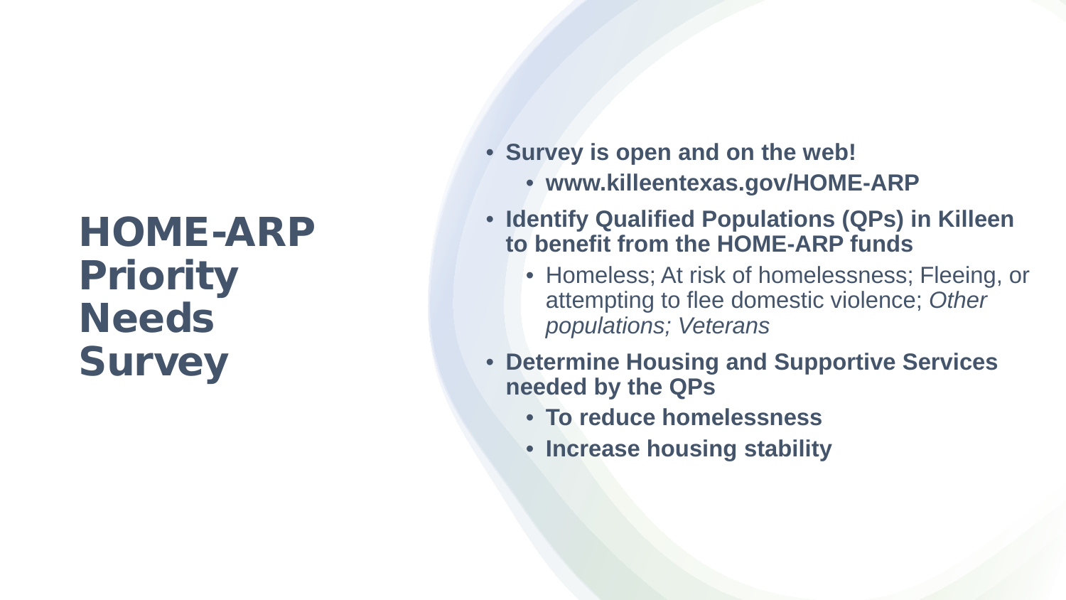# HOME-ARP Priority Needs Survey

- **Survey is open and on the web!**
  - **www.killeentexas.gov/HOME-ARP**
- **Identify Qualified Populations (QPs) in Killeen to benefit from the HOME-ARP funds**
  - Homeless; At risk of homelessness; Fleeing, or attempting to flee domestic violence; *Other populations; Veterans*
- **Determine Housing and Supportive Services needed by the QPs**
  - **To reduce homelessness**
  - **Increase housing stability**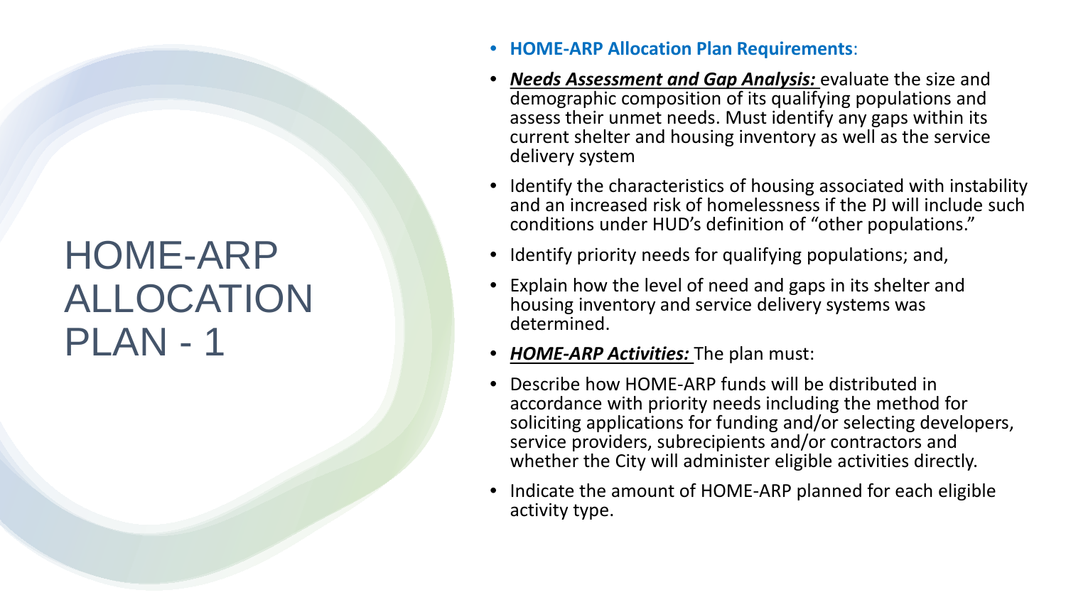# HOME-ARP ALLOCATION PLAN - 1

- **HOME-ARP Allocation Plan Requirements**:
- ***Needs Assessment and Gap Analysis:*** evaluate the size and demographic composition of its qualifying populations and assess their unmet needs. Must identify any gaps within its current shelter and housing inventory as well as the service delivery system
- Identify the characteristics of housing associated with instability and an increased risk of homelessness if the PJ will include such conditions under HUD's definition of "other populations."
- Identify priority needs for qualifying populations; and,
- Explain how the level of need and gaps in its shelter and housing inventory and service delivery systems was determined.
- ***HOME-ARP Activities:*** The plan must:
- Describe how HOME-ARP funds will be distributed in accordance with priority needs including the method for soliciting applications for funding and/or selecting developers, service providers, subrecipients and/or contractors and whether the City will administer eligible activities directly.
- Indicate the amount of HOME-ARP planned for each eligible activity type.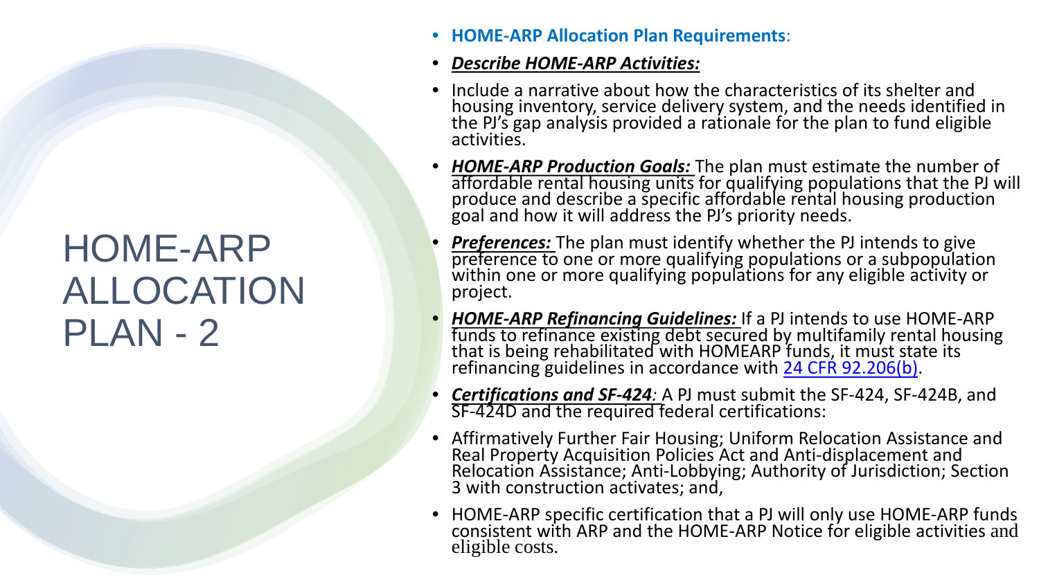# HOME-ARP ALLOCATION PLAN - 2

- **HOME-ARP Allocation Plan Requirements**:
- ***Describe HOME-ARP Activities:***
- Include a narrative about how the characteristics of its shelter and housing inventory, service delivery system, and the needs identified in the PJ's gap analysis provided a rationale for the plan to fund eligible activities.
- ***HOME-ARP Production Goals:*** The plan must estimate the number of affordable rental housing units for qualifying populations that the PJ will produce and describe a specific affordable rental housing production goal and how it will address the PJ's priority needs.
- ***Preferences:*** The plan must identify whether the PJ intends to give preference to one or more qualifying populations or a subpopulation within one or more qualifying populations for any eligible activity or project.
- ***HOME-ARP Refinancing Guidelines:*** If a PJ intends to use HOME-ARP funds to refinance existing debt secured by multifamily rental housing that is being rehabilitated with HOMEARP funds, it must state its refinancing guidelines in accordance with 24 CFR 92.206(b).
- ***Certifications and SF-424:*** A PJ must submit the SF-424, SF-424B, and SF-424D and the required federal certifications:
- Affirmatively Further Fair Housing; Uniform Relocation Assistance and Real Property Acquisition Policies Act and Anti-displacement and Relocation Assistance; Anti-Lobbying; Authority of Jurisdiction; Section 3 with construction activates; and,
- HOME-ARP specific certification that a PJ will only use HOME-ARP funds consistent with ARP and the HOME-ARP Notice for eligible activities and eligible costs.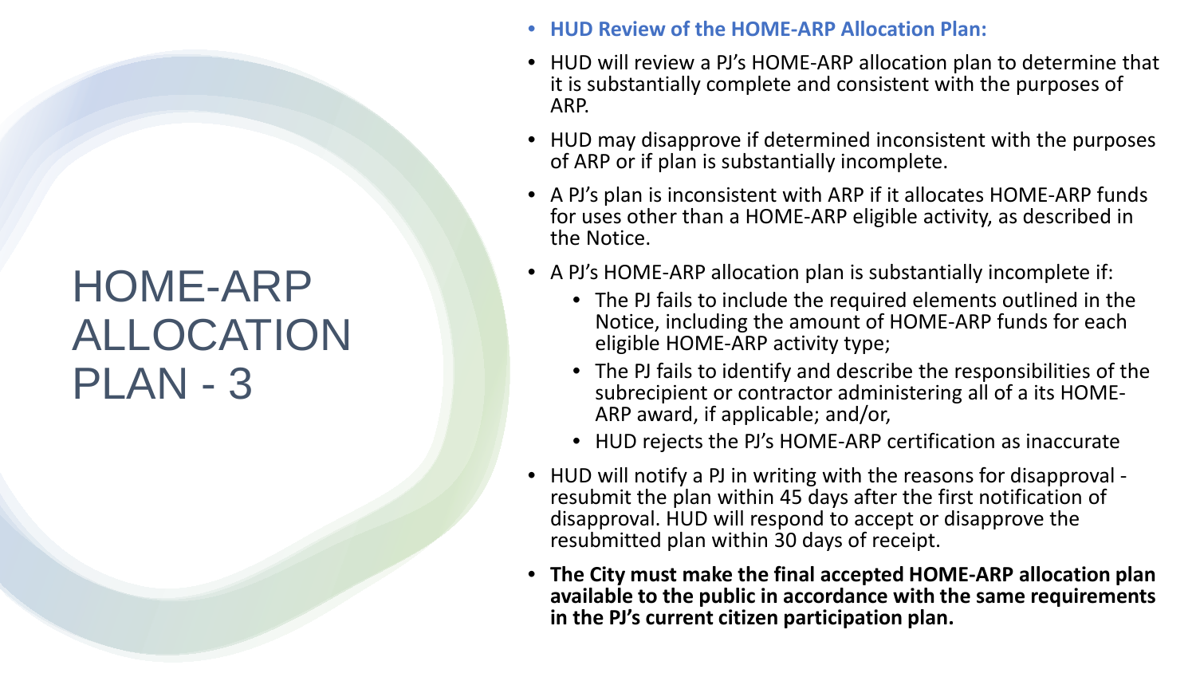# HOME-ARP ALLOCATION PLAN - 3

- **HUD Review of the HOME-ARP Allocation Plan:**
- HUD will review a PJ's HOME-ARP allocation plan to determine that it is substantially complete and consistent with the purposes of ARP.
- HUD may disapprove if determined inconsistent with the purposes of ARP or if plan is substantially incomplete.
- A PJ's plan is inconsistent with ARP if it allocates HOME-ARP funds for uses other than a HOME-ARP eligible activity, as described in the Notice.
- A PJ's HOME-ARP allocation plan is substantially incomplete if:
  - The PJ fails to include the required elements outlined in the Notice, including the amount of HOME-ARP funds for each eligible HOME-ARP activity type;
  - The PJ fails to identify and describe the responsibilities of the subrecipient or contractor administering all of a its HOME-ARP award, if applicable; and/or,
  - HUD rejects the PJ's HOME-ARP certification as inaccurate
- HUD will notify a PJ in writing with the reasons for disapproval - resubmit the plan within 45 days after the first notification of disapproval. HUD will respond to accept or disapprove the resubmitted plan within 30 days of receipt.
- **The City must make the final accepted HOME-ARP allocation plan available to the public in accordance with the same requirements in the PJ's current citizen participation plan.**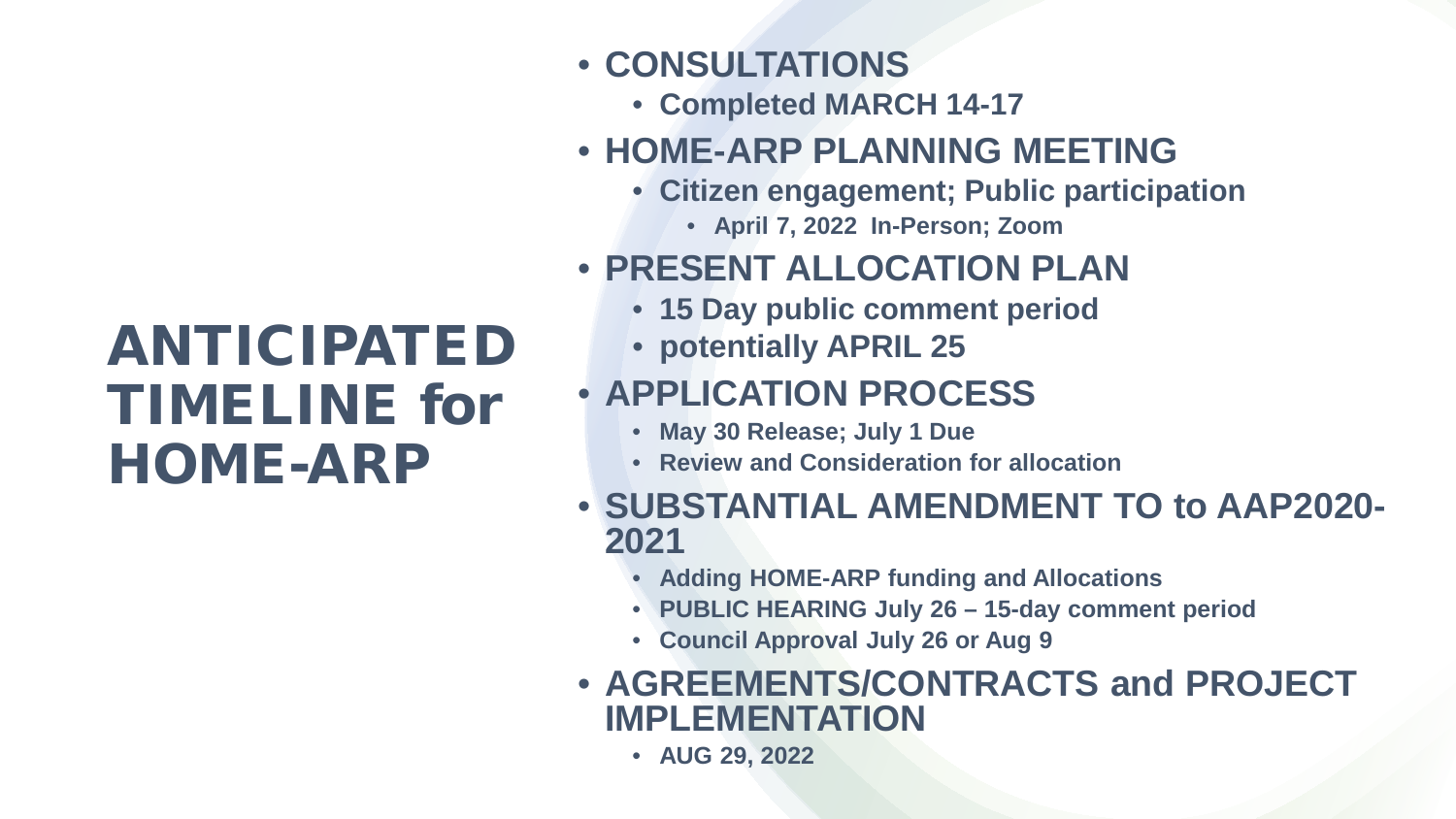# ANTICIPATED TIMELINE for HOME-ARP

- **CONSULTATIONS**
  - **Completed MARCH 14-17**
- **HOME-ARP PLANNING MEETING**
  - **Citizen engagement; Public participation**
    - **April 7, 2022 In-Person; Zoom**
- **PRESENT ALLOCATION PLAN**
  - **15 Day public comment period**
  - **potentially APRIL 25**
- **APPLICATION PROCESS**
  - **May 30 Release; July 1 Due**
  - **Review and Consideration for allocation**
- **SUBSTANTIAL AMENDMENT TO to AAP2020-2021**
  - **Adding HOME-ARP funding and Allocations**
  - **PUBLIC HEARING July 26 – 15-day comment period**
  - **Council Approval July 26 or Aug 9**
- **AGREEMENTS/CONTRACTS and PROJECT IMPLEMENTATION**
  - **AUG 29, 2022**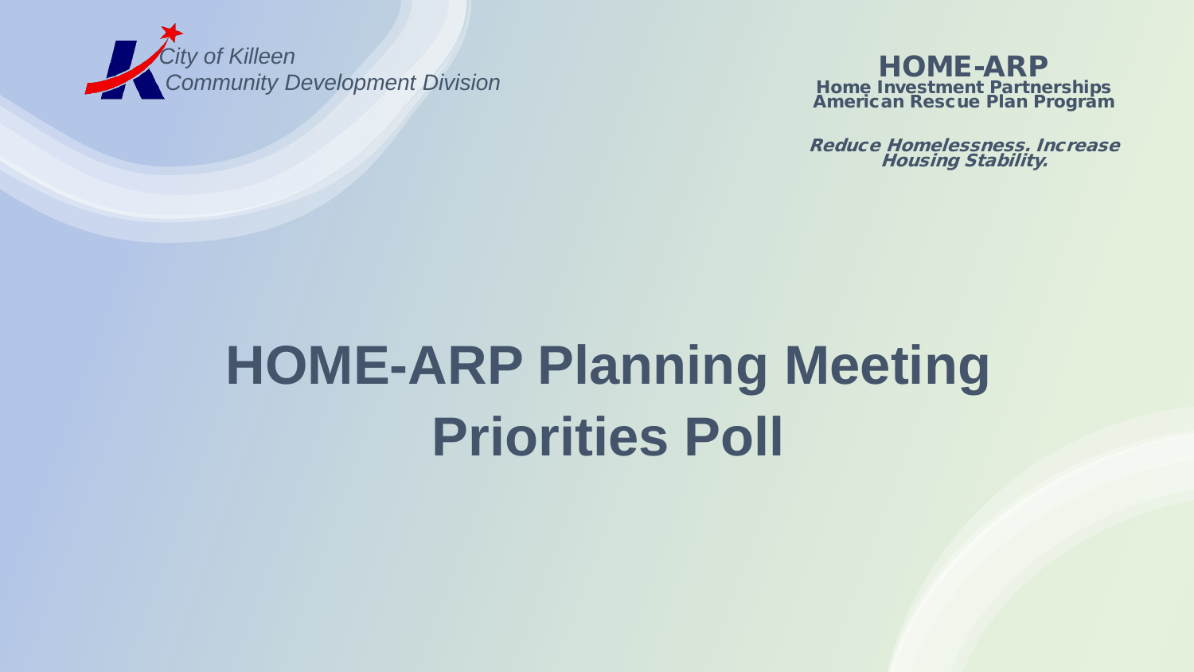City of Killeen
Community Development Division

**HOME-ARP**
**Home Investment Partnerships American Rescue Plan Program**

***Reduce Homelessness. Increase Housing Stability.***

# HOME-ARP Planning Meeting Priorities Poll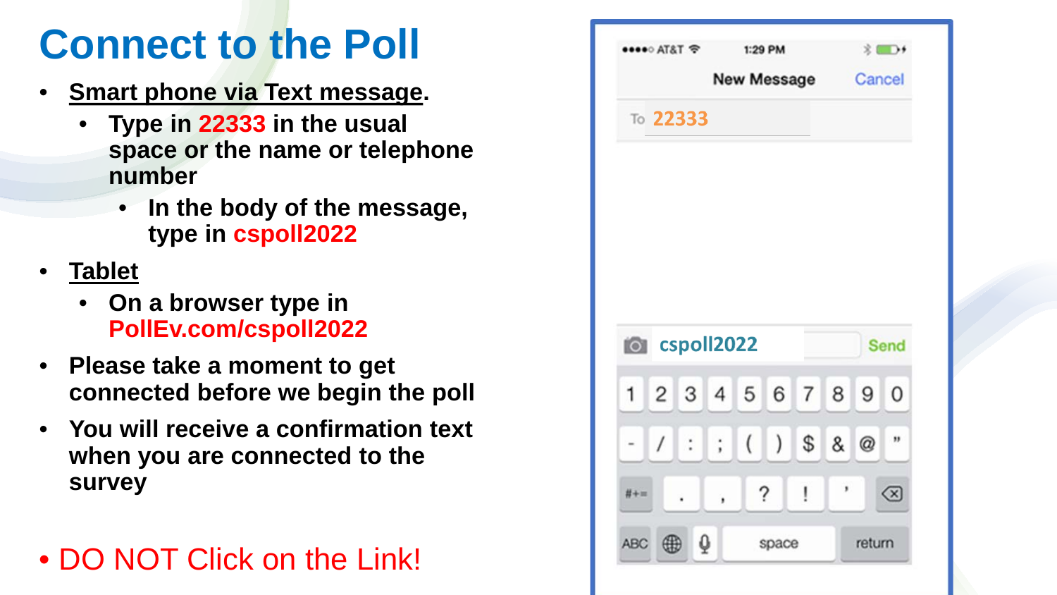# Connect to the Poll

- Smart phone via Text message.
  - Type in 22333 in the usual space or the name or telephone number
    - In the body of the message, type in cspoll2022
- Tablet
  - On a browser type in PollEv.com/cspoll2022
- Please take a moment to get connected before we begin the poll
- You will receive a confirmation text when you are connected to the survey

- DO NOT Click on the Link!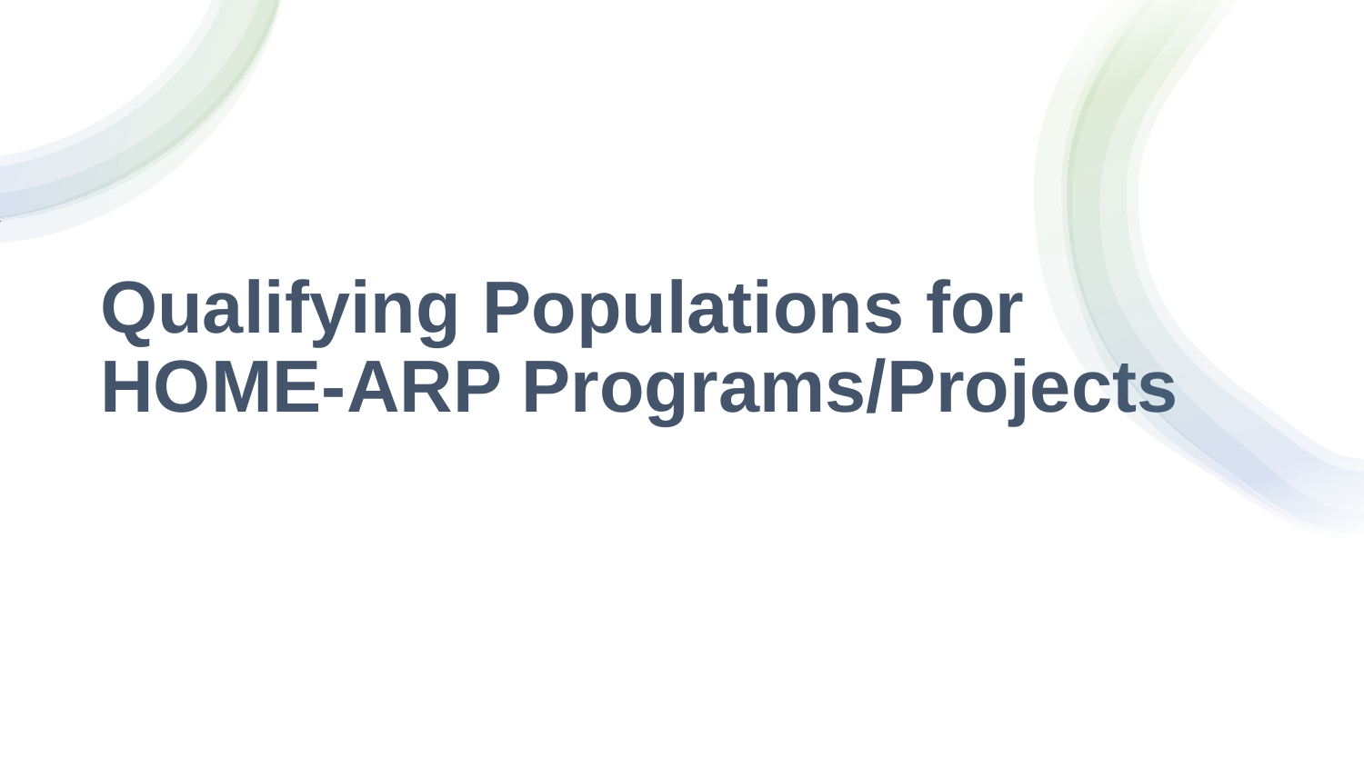# Qualifying Populations for HOME-ARP Programs/Projects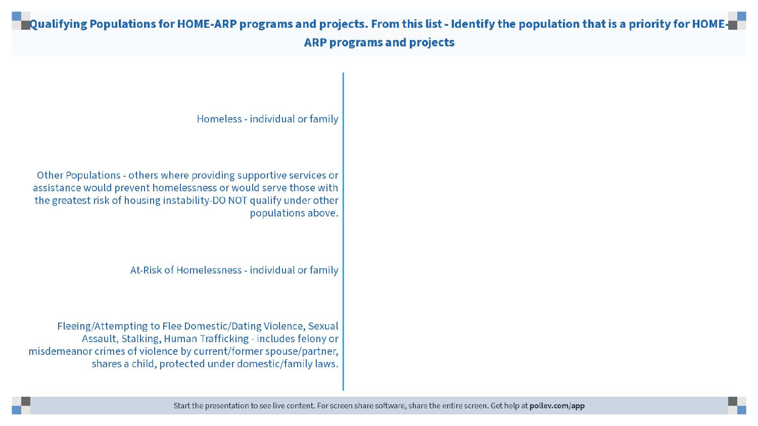# Qualifying Populations for HOME-ARP programs and projects. From this list - Identify the population that is a priority for HOME-ARP programs and projects

Homeless - individual or family

Other Populations - others where providing supportive services or assistance would prevent homelessness or would serve those with the greatest risk of housing instability-DO NOT qualify under other populations above.

At-Risk of Homelessness - individual or family

Fleeing/Attempting to Flee Domestic/Dating Violence, Sexual Assault, Stalking, Human Trafficking - includes felony or misdemeanor crimes of violence by current/former spouse/partner, shares a child, protected under domestic/family laws.

Start the presentation to see live content. For screen share software, share the entire screen. Get help at **pollev.com/app**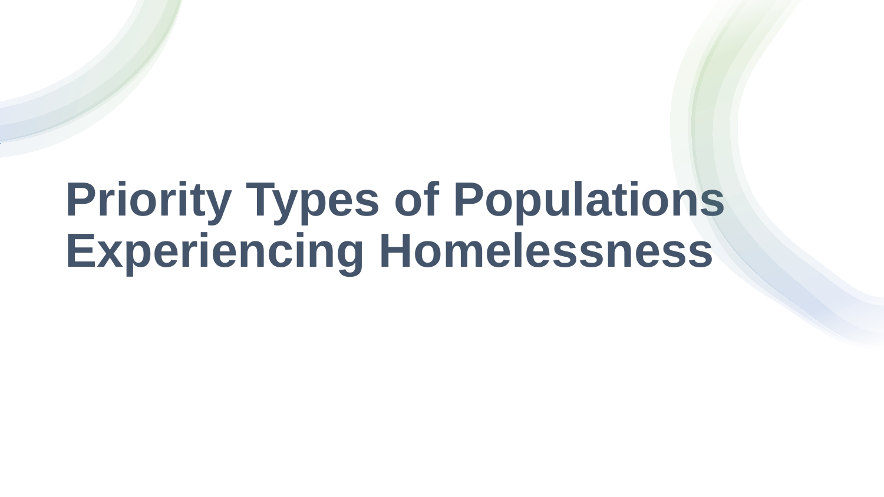# Priority Types of Populations Experiencing Homelessness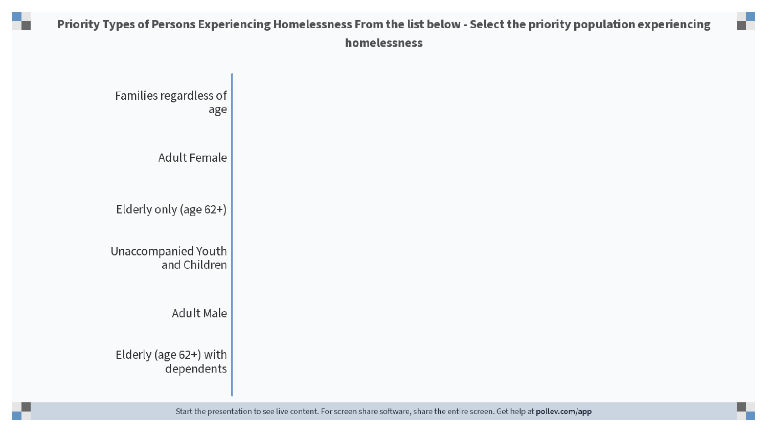# Priority Types of Persons Experiencing Homelessness From the list below - Select the priority population experiencing homelessness

- Families regardless of age
- Adult Female
- Elderly only (age 62+)
- Unaccompanied Youth and Children
- Adult Male
- Elderly (age 62+) with dependents

Start the presentation to see live content. For screen share software, share the entire screen. Get help at **pollev.com/app**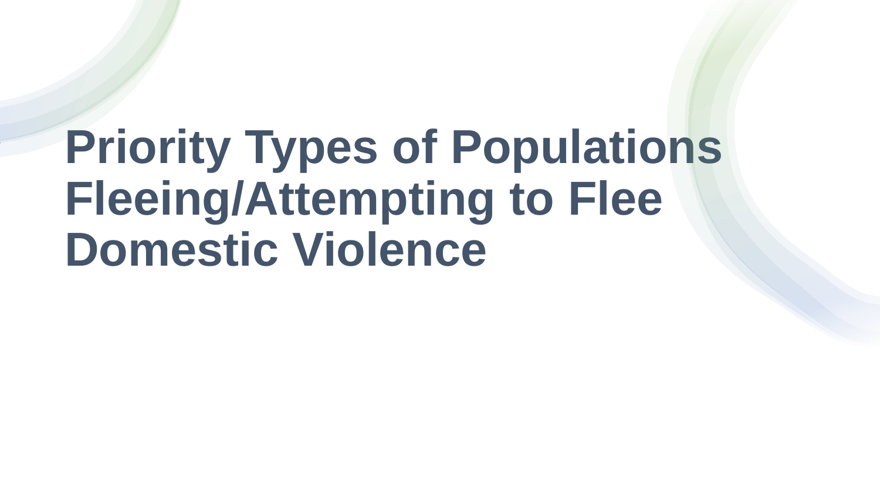# Priority Types of Populations Fleeing/Attempting to Flee Domestic Violence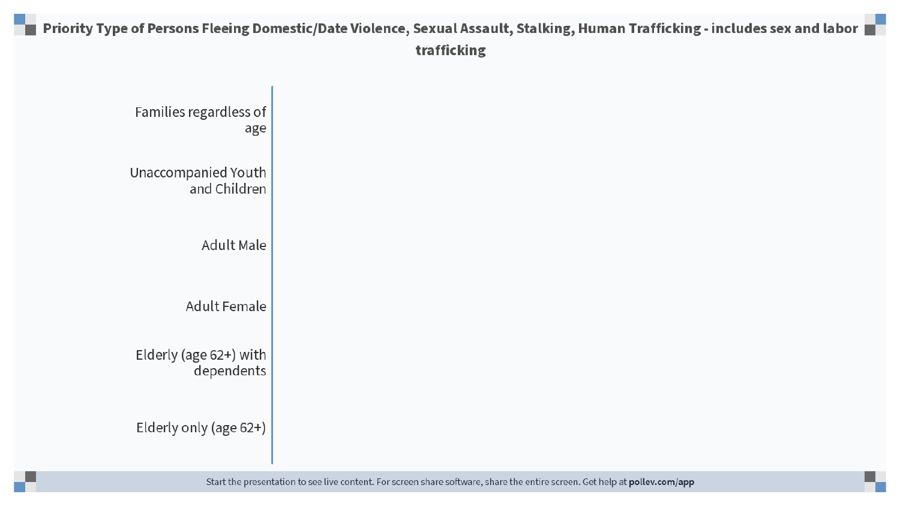## Priority Type of Persons Fleeing Domestic/Date Violence, Sexual Assault, Stalking, Human Trafficking - includes sex and labor trafficking

- Families regardless of age
- Unaccompanied Youth and Children
- Adult Male
- Adult Female
- Elderly (age 62+) with dependents
- Elderly only (age 62+)

Start the presentation to see live content. For screen share software, share the entire screen. Get help at **pollev.com/app**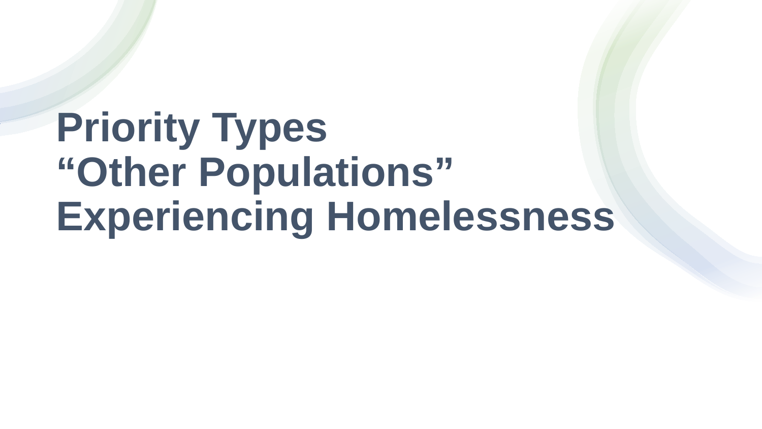# Priority Types “Other Populations” Experiencing Homelessness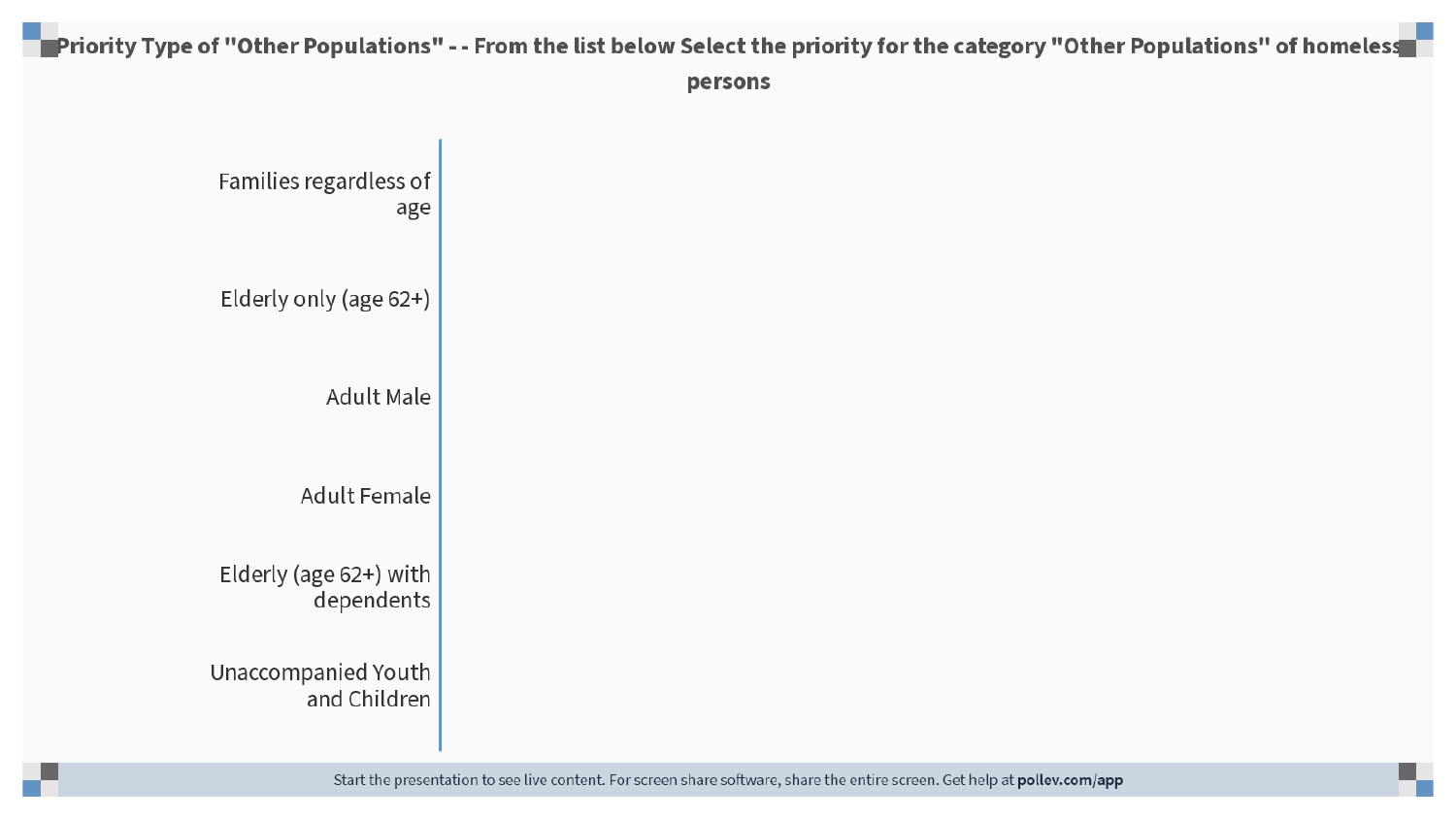# Priority Type of "Other Populations" - - From the list below Select the priority for the category "Other Populations" of homeless persons

- Families regardless of age
- Elderly only (age 62+)
- Adult Male
- Adult Female
- Elderly (age 62+) with dependents
- Unaccompanied Youth and Children

Start the presentation to see live content. For screen share software, share the entire screen. Get help at **pollev.com/app**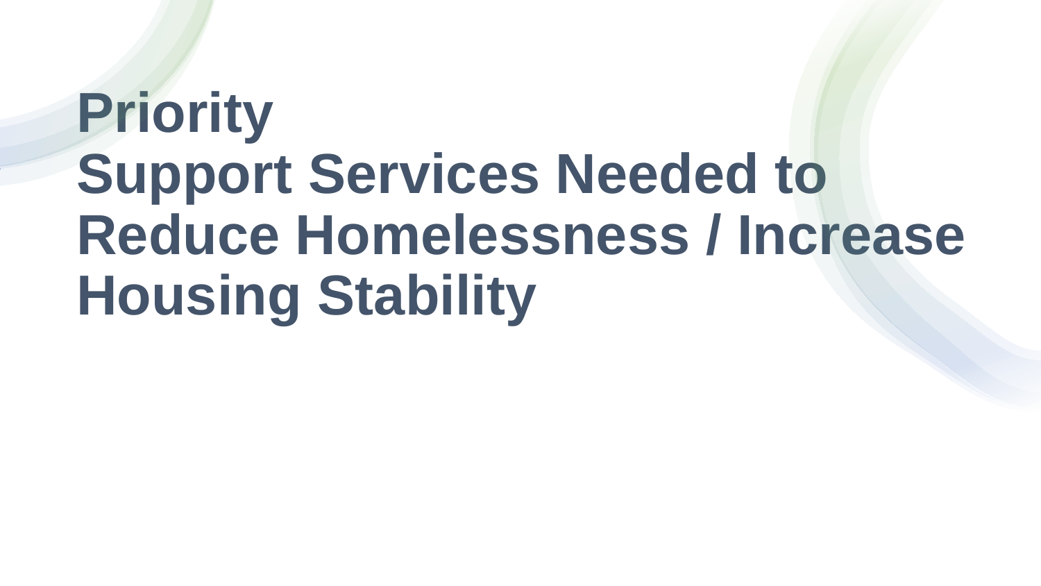# Priority
# Support Services Needed to Reduce Homelessness / Increase Housing Stability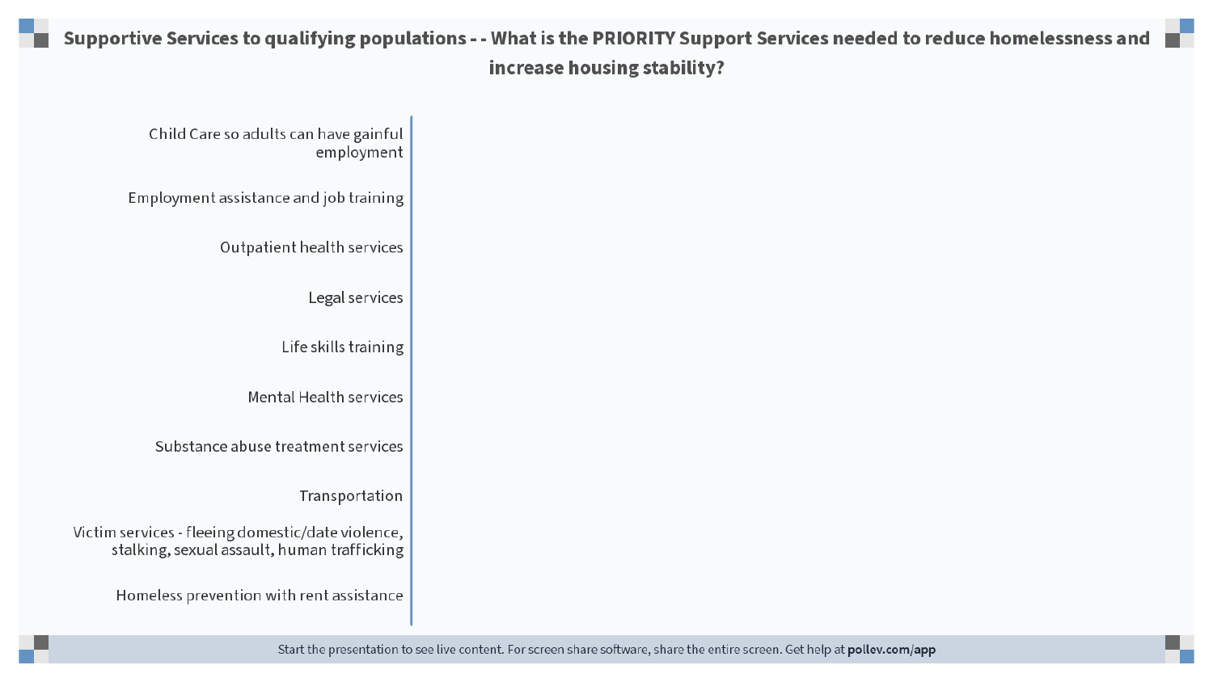# Supportive Services to qualifying populations - - What is the PRIORITY Support Services needed to reduce homelessness and increase housing stability?

- Child Care so adults can have gainful employment
- Employment assistance and job training
- Outpatient health services
- Legal services
- Life skills training
- Mental Health services
- Substance abuse treatment services
- Transportation
- Victim services - fleeing domestic/date violence, stalking, sexual assault, human trafficking
- Homeless prevention with rent assistance

Start the presentation to see live content. For screen share software, share the entire screen. Get help at **pollev.com/app**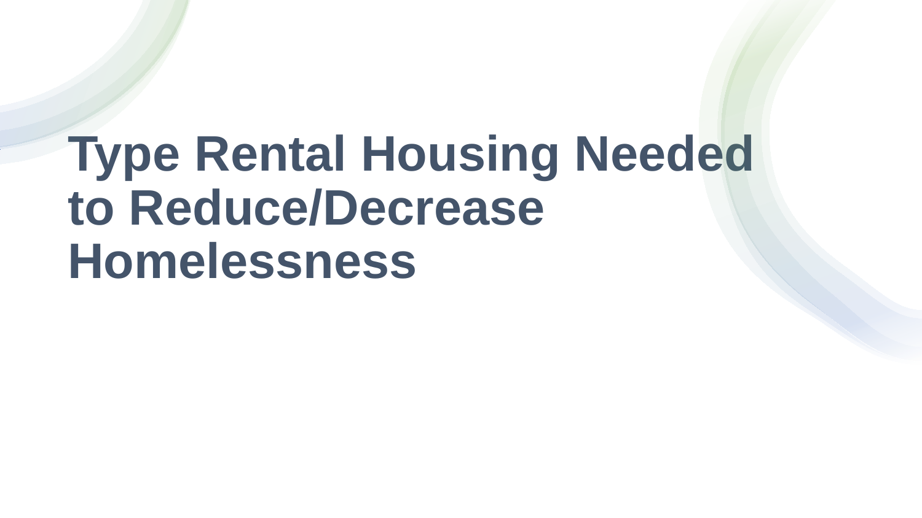# Type Rental Housing Needed to Reduce/Decrease Homelessness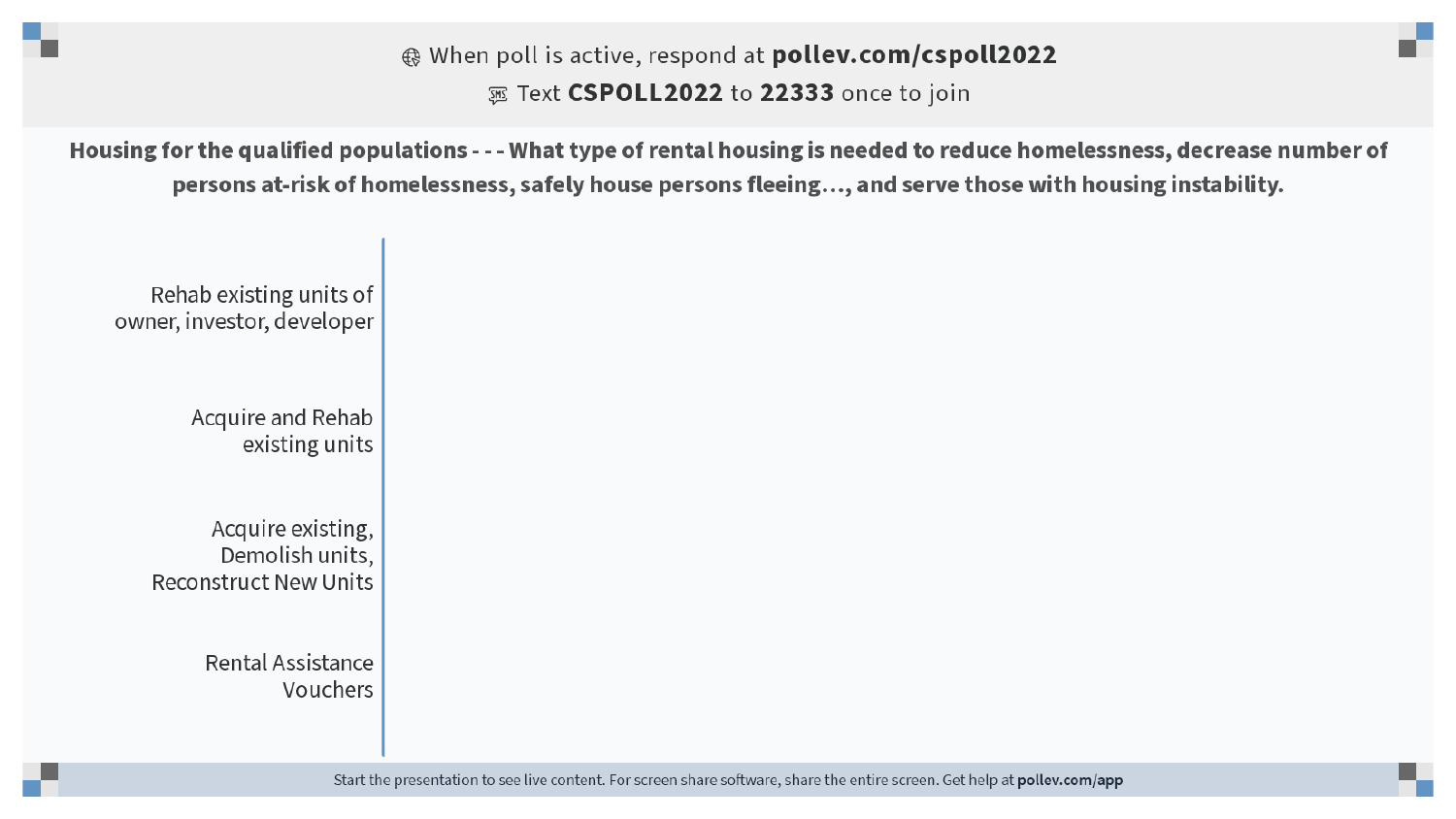When poll is active, respond at **pollev.com/cspoll2022**

Text **CSPOLL2022** to **22333** once to join

**Housing for the qualified populations - - - What type of rental housing is needed to reduce homelessness, decrease number of persons at-risk of homelessness, safely house persons fleeing…, and serve those with housing instability.**

- Rehab existing units of owner, investor, developer
- Acquire and Rehab existing units
- Acquire existing, Demolish units, Reconstruct New Units
- Rental Assistance Vouchers

Start the presentation to see live content. For screen share software, share the entire screen. Get help at **pollev.com/app**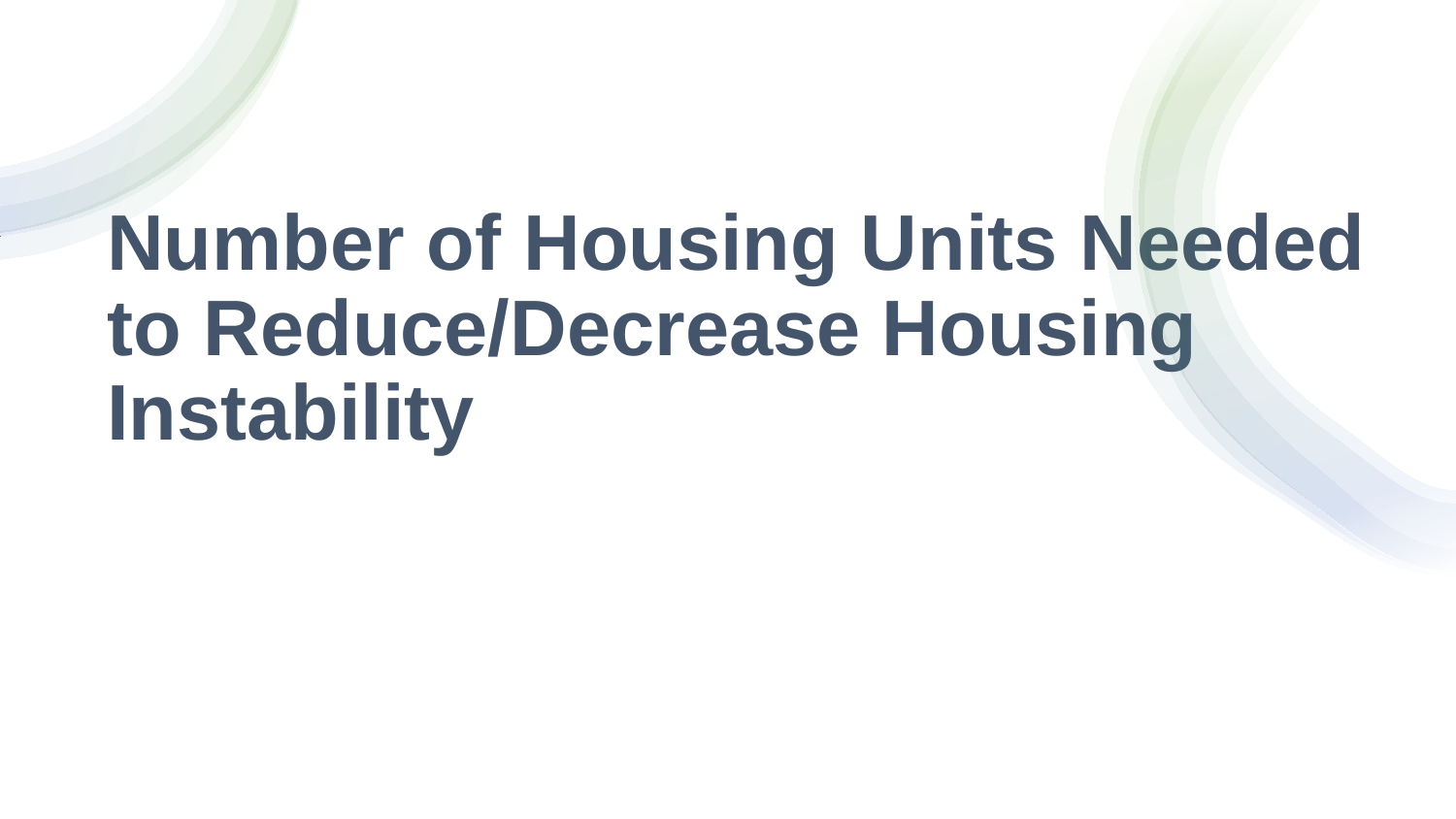# Number of Housing Units Needed to Reduce/Decrease Housing Instability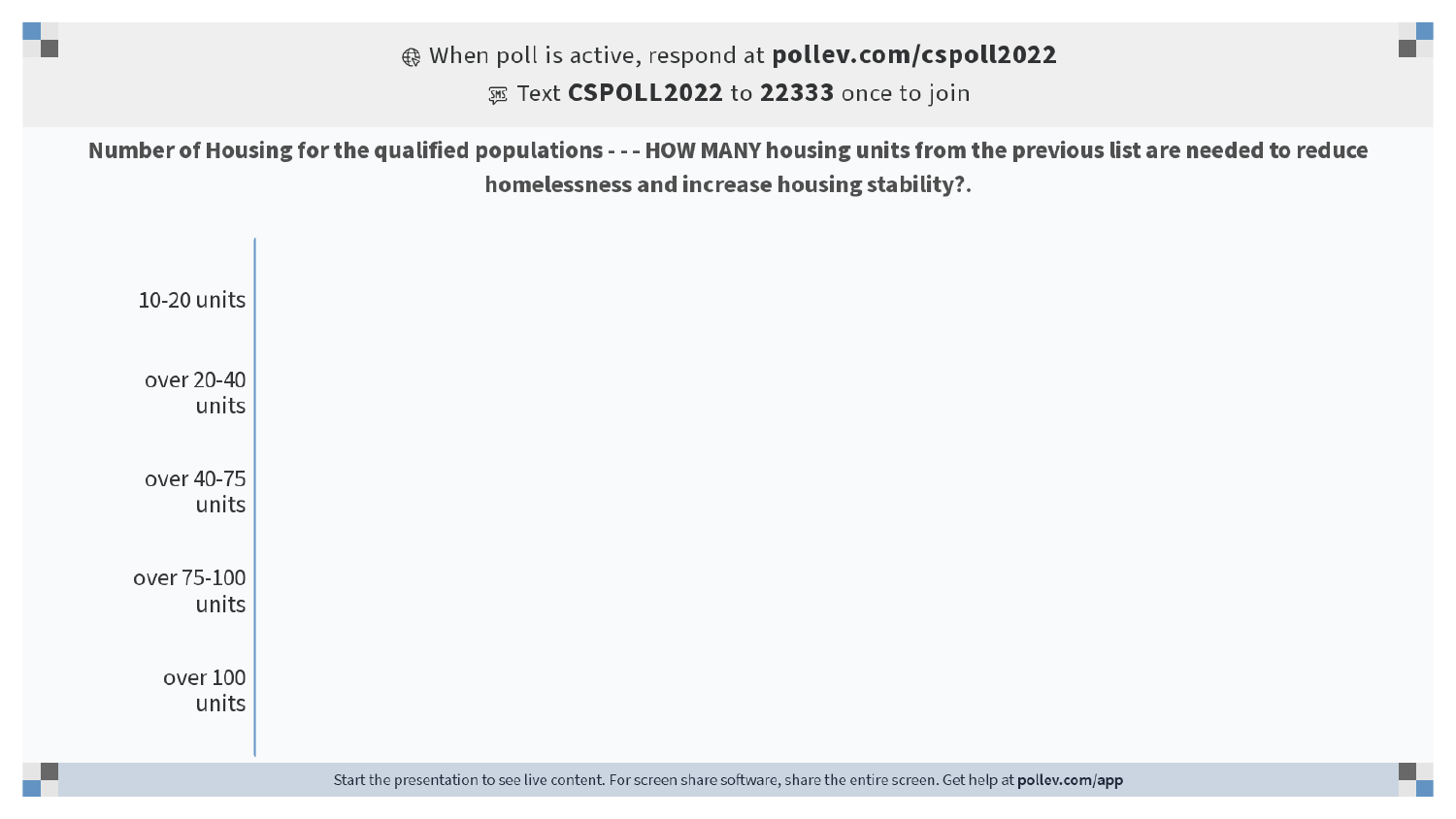When poll is active, respond at **pollev.com/cspoll2022**

Text **CSPOLL2022** to **22333** once to join

**Number of Housing for the qualified populations - - - HOW MANY housing units from the previous list are needed to reduce homelessness and increase housing stability?.**

- 10-20 units
- over 20-40 units
- over 40-75 units
- over 75-100 units
- over 100 units

Start the presentation to see live content. For screen share software, share the entire screen. Get help at **pollev.com/app**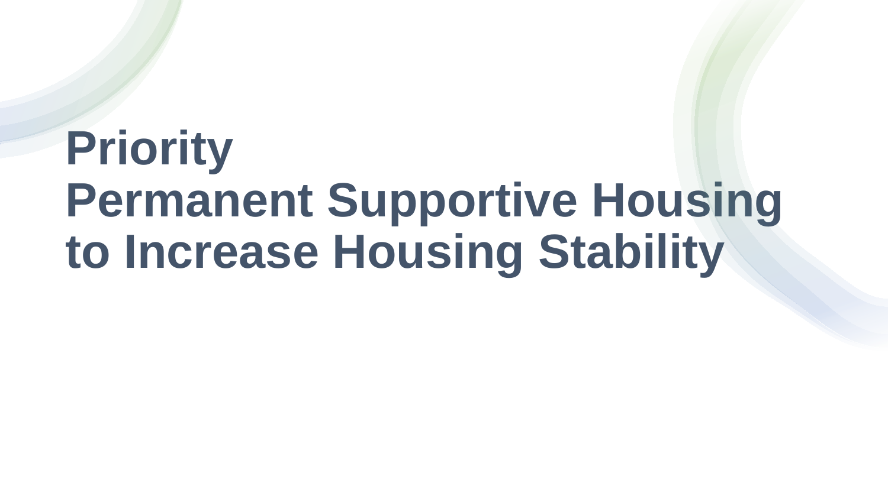# Priority
# Permanent Supportive Housing to Increase Housing Stability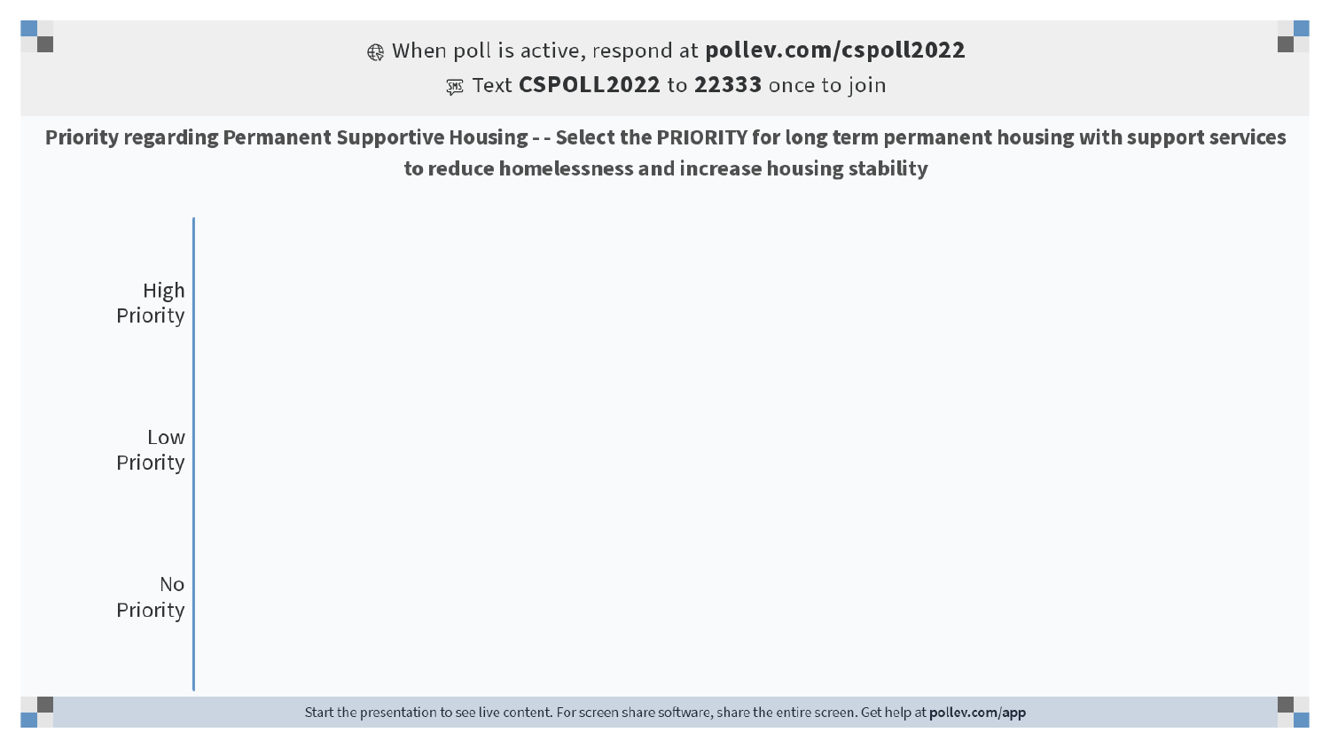When poll is active, respond at **pollev.com/cspoll2022**

Text **CSPOLL2022** to **22333** once to join

**Priority regarding Permanent Supportive Housing - - Select the PRIORITY for long term permanent housing with support services to reduce homelessness and increase housing stability**

High Priority

Low Priority

No Priority

Start the presentation to see live content. For screen share software, share the entire screen. Get help at **pollev.com/app**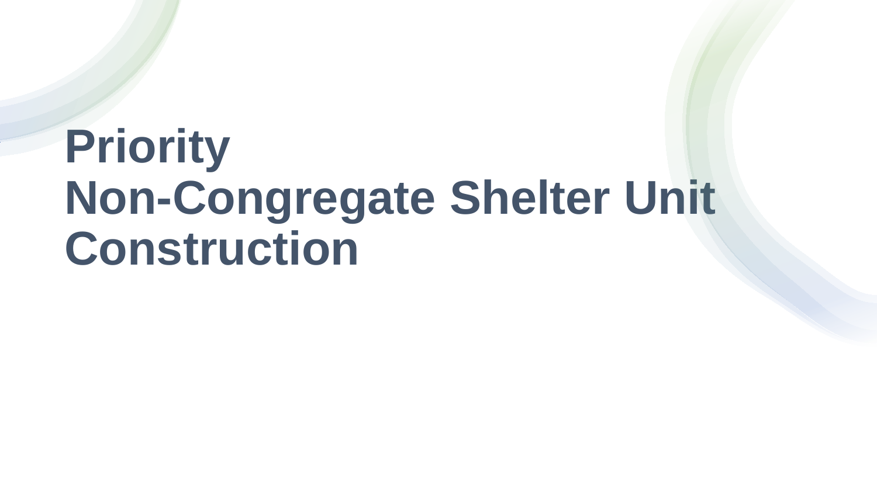# Priority
# Non-Congregate Shelter Unit Construction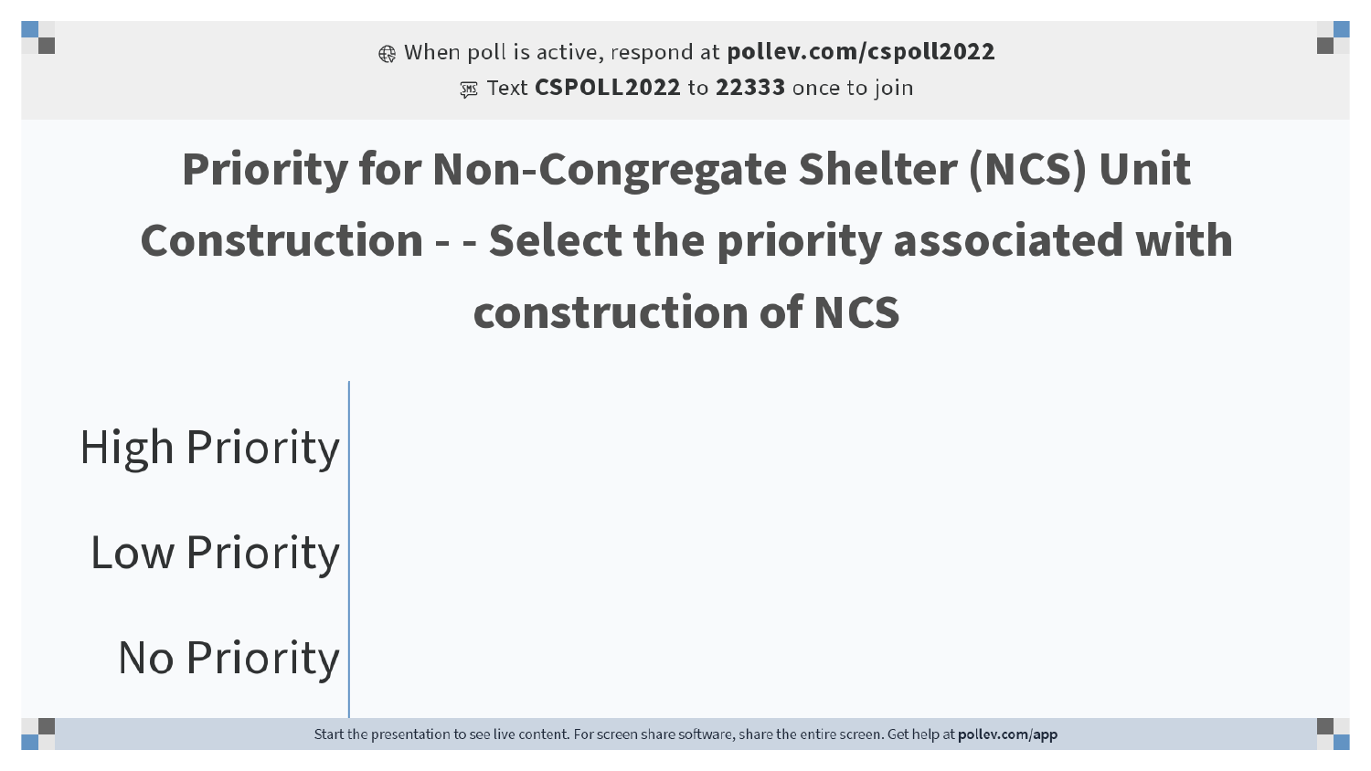When poll is active, respond at **pollev.com/cspoll2022**

Text **CSPOLL2022** to **22333** once to join

# Priority for Non-Congregate Shelter (NCS) Unit Construction - - Select the priority associated with construction of NCS

- High Priority
- Low Priority
- No Priority

Start the presentation to see live content. For screen share software, share the entire screen. Get help at **pollev.com/app**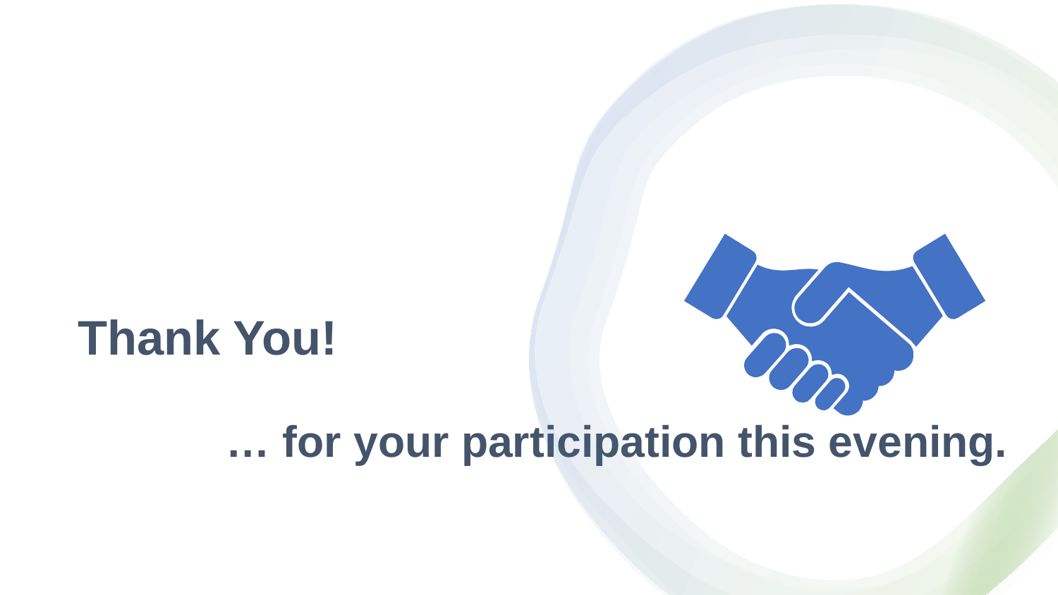# Thank You!

**… for your participation this evening.**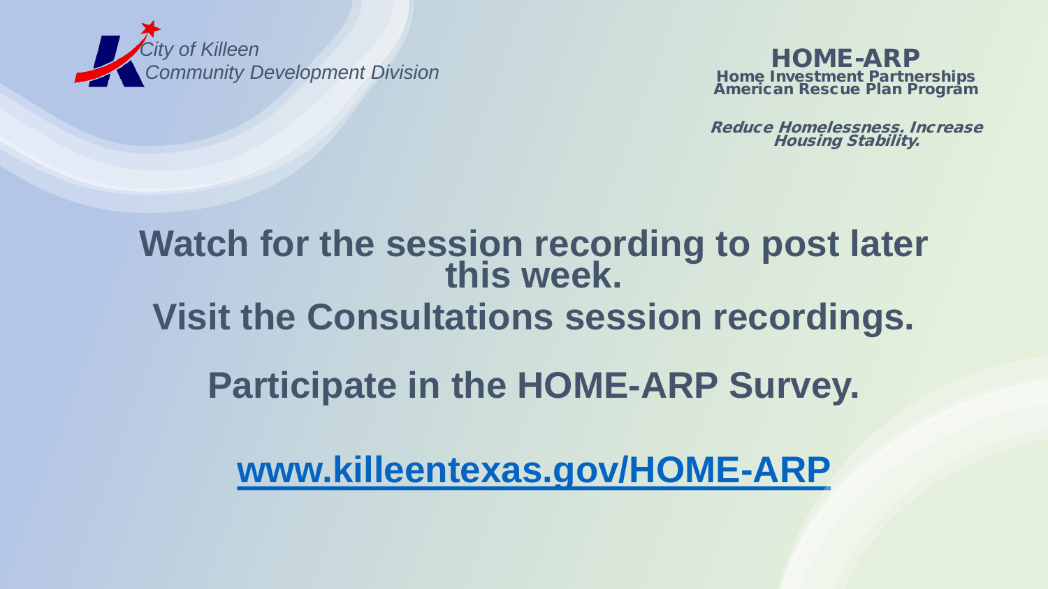*City of Killeen*
*Community Development Division*

**HOME-ARP**
**Home Investment Partnerships**
**American Rescue Plan Program**

***Reduce Homelessness. Increase Housing Stability.***

## Watch for the session recording to post later this week.

## Visit the Consultations session recordings.

## Participate in the HOME-ARP Survey.

## [www.killeentexas.gov/HOME-ARP](www.killeentexas.gov/HOME-ARP)